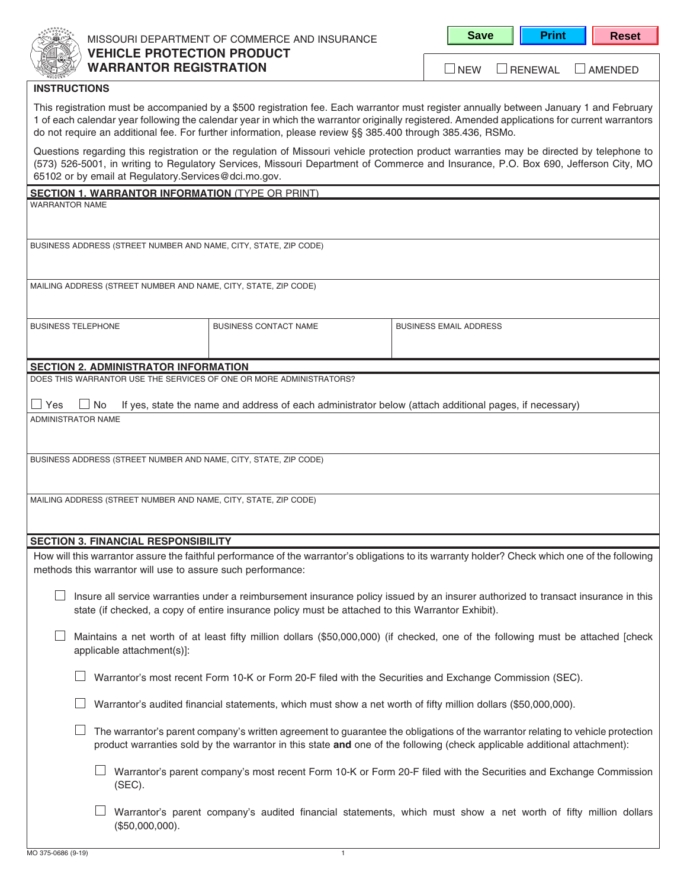MISSOURI DEPARTMENT OF COMMERCE AND INSURANCE

# VEHICLE PROTECTION PRODUCT WARRANTOR REGISTRATION

☐ NEW ☐ RENEWAL ☐ AMENDED

## INSTRUCTIONS

This registration must be accompanied by a $500 registration fee. Each warrantor must register annually between January 1 and February 1 of each calendar year following the calendar year in which the warrantor originally registered. Amended applications for current warrantors do not require an additional fee. For further information, please review §§ 385.400 through 385.436, RSMo.

Questions regarding this registration or the regulation of Missouri vehicle protection product warranties may be directed by telephone to (573) 526-5001, in writing to Regulatory Services, Missouri Department of Commerce and Insurance, P.O. Box 690, Jefferson City, MO 65102 or by email at Regulatory.Services@dci.mo.gov.

## SECTION 1. WARRANTOR INFORMATION (TYPE OR PRINT)

WARRANTOR NAME

BUSINESS ADDRESS (STREET NUMBER AND NAME, CITY, STATE, ZIP CODE)

MAILING ADDRESS (STREET NUMBER AND NAME, CITY, STATE, ZIP CODE)

| BUSINESS TELEPHONE | BUSINESS CONTACT NAME | BUSINESS EMAIL ADDRESS |
|---|---|---|
| | | |

## SECTION 2. ADMINISTRATOR INFORMATION

DOES THIS WARRANTOR USE THE SERVICES OF ONE OR MORE ADMINISTRATORS?

☐ Yes ☐ No If yes, state the name and address of each administrator below (attach additional pages, if necessary)

ADMINISTRATOR NAME

BUSINESS ADDRESS (STREET NUMBER AND NAME, CITY, STATE, ZIP CODE)

MAILING ADDRESS (STREET NUMBER AND NAME, CITY, STATE, ZIP CODE)

## SECTION 3. FINANCIAL RESPONSIBILITY

How will this warrantor assure the faithful performance of the warrantor's obligations to its warranty holder? Check which one of the following methods this warrantor will use to assure such performance:

☐ Insure all service warranties under a reimbursement insurance policy issued by an insurer authorized to transact insurance in this state (if checked, a copy of entire insurance policy must be attached to this Warrantor Exhibit).

☐ Maintains a net worth of at least fifty million dollars ($50,000,000) (if checked, one of the following must be attached [check applicable attachment(s)]:

- ☐ Warrantor's most recent Form 10-K or Form 20-F filed with the Securities and Exchange Commission (SEC).
- ☐ Warrantor's audited financial statements, which must show a net worth of fifty million dollars ($50,000,000).
- ☐ The warrantor's parent company's written agreement to guarantee the obligations of the warrantor relating to vehicle protection product warranties sold by the warrantor in this state **and** one of the following (check applicable additional attachment):
  - ☐ Warrantor's parent company's most recent Form 10-K or Form 20-F filed with the Securities and Exchange Commission (SEC).
  - ☐ Warrantor's parent company's audited financial statements, which must show a net worth of fifty million dollars ($50,000,000).

MO 375-0686 (9-19)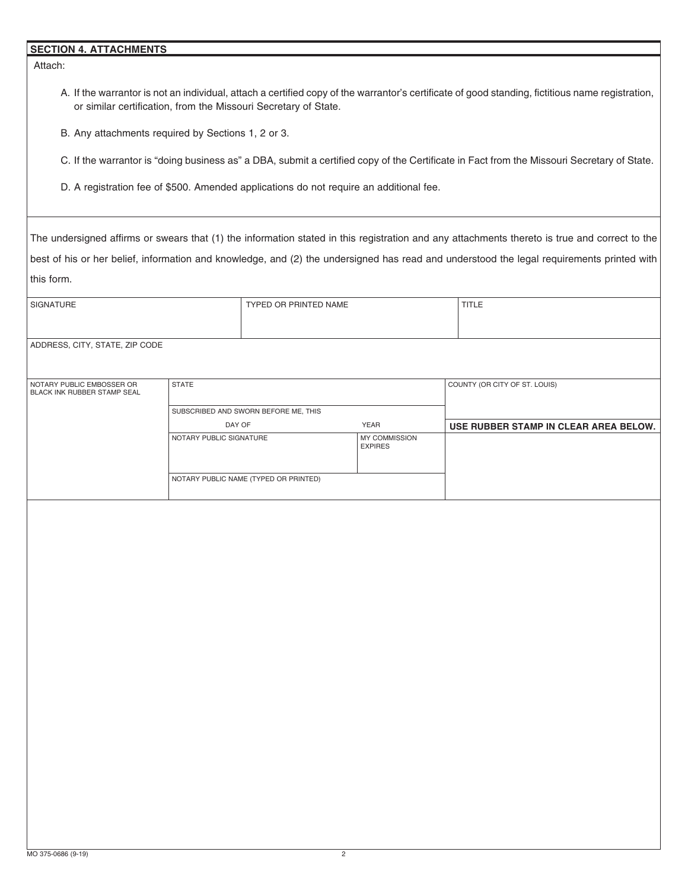## SECTION 4. ATTACHMENTS

Attach:

A. If the warrantor is not an individual, attach a certified copy of the warrantor's certificate of good standing, fictitious name registration, or similar certification, from the Missouri Secretary of State.

B. Any attachments required by Sections 1, 2 or 3.

C. If the warrantor is "doing business as" a DBA, submit a certified copy of the Certificate in Fact from the Missouri Secretary of State.

D. A registration fee of $500. Amended applications do not require an additional fee.

The undersigned affirms or swears that (1) the information stated in this registration and any attachments thereto is true and correct to the best of his or her belief, information and knowledge, and (2) the undersigned has read and understood the legal requirements printed with this form.

| SIGNATURE | TYPED OR PRINTED NAME | TITLE |
|---|---|---|
| | | |

| ADDRESS, CITY, STATE, ZIP CODE |
|---|
| |

| NOTARY PUBLIC EMBOSSER OR BLACK INK RUBBER STAMP SEAL | STATE | | COUNTY (OR CITY OF ST. LOUIS) |
|---|---|---|---|
| | SUBSCRIBED AND SWORN BEFORE ME, THIS | | |
| | DAY OF | YEAR | **USE RUBBER STAMP IN CLEAR AREA BELOW.** |
| | NOTARY PUBLIC SIGNATURE | MY COMMISSION EXPIRES | |
| | NOTARY PUBLIC NAME (TYPED OR PRINTED) | | |

MO 375-0686 (9-19)